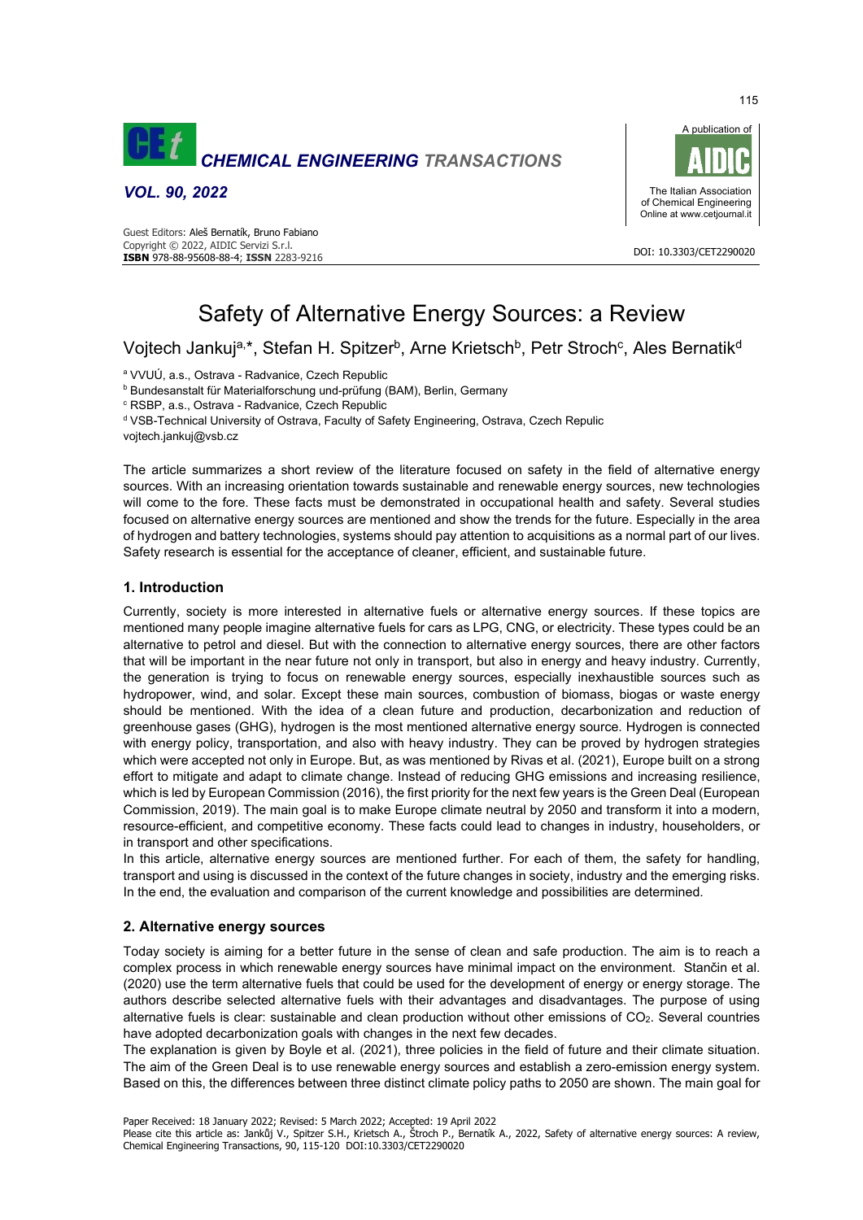# Safety of Alternative Energy Sources: a Review

Vojtech Jankuj[a,*], Stefan H. Spitzer[b], Arne Krietsch[b], Petr Stroch[c], Ales Bernatik[d]

[a] VVUÚ, a.s., Ostrava - Radvanice, Czech Republic
[b] Bundesanstalt für Materialforschung und-prüfung (BAM), Berlin, Germany
[c] RSBP, a.s., Ostrava - Radvanice, Czech Republic
[d] VSB-Technical University of Ostrava, Faculty of Safety Engineering, Ostrava, Czech Repulic
vojtech.jankuj@vsb.cz

The article summarizes a short review of the literature focused on safety in the field of alternative energy sources. With an increasing orientation towards sustainable and renewable energy sources, new technologies will come to the fore. These facts must be demonstrated in occupational health and safety. Several studies focused on alternative energy sources are mentioned and show the trends for the future. Especially in the area of hydrogen and battery technologies, systems should pay attention to acquisitions as a normal part of our lives. Safety research is essential for the acceptance of cleaner, efficient, and sustainable future.

## 1. Introduction

Currently, society is more interested in alternative fuels or alternative energy sources. If these topics are mentioned many people imagine alternative fuels for cars as LPG, CNG, or electricity. These types could be an alternative to petrol and diesel. But with the connection to alternative energy sources, there are other factors that will be important in the near future not only in transport, but also in energy and heavy industry. Currently, the generation is trying to focus on renewable energy sources, especially inexhaustible sources such as hydropower, wind, and solar. Except these main sources, combustion of biomass, biogas or waste energy should be mentioned. With the idea of a clean future and production, decarbonization and reduction of greenhouse gases (GHG), hydrogen is the most mentioned alternative energy source. Hydrogen is connected with energy policy, transportation, and also with heavy industry. They can be proved by hydrogen strategies which were accepted not only in Europe. But, as was mentioned by Rivas et al. (2021), Europe built on a strong effort to mitigate and adapt to climate change. Instead of reducing GHG emissions and increasing resilience, which is led by European Commission (2016), the first priority for the next few years is the Green Deal (European Commission, 2019). The main goal is to make Europe climate neutral by 2050 and transform it into a modern, resource-efficient, and competitive economy. These facts could lead to changes in industry, householders, or in transport and other specifications.

In this article, alternative energy sources are mentioned further. For each of them, the safety for handling, transport and using is discussed in the context of the future changes in society, industry and the emerging risks. In the end, the evaluation and comparison of the current knowledge and possibilities are determined.

## 2. Alternative energy sources

Today society is aiming for a better future in the sense of clean and safe production. The aim is to reach a complex process in which renewable energy sources have minimal impact on the environment. Stančin et al. (2020) use the term alternative fuels that could be used for the development of energy or energy storage. The authors describe selected alternative fuels with their advantages and disadvantages. The purpose of using alternative fuels is clear: sustainable and clean production without other emissions of $CO_2$. Several countries have adopted decarbonization goals with changes in the next few decades.

The explanation is given by Boyle et al. (2021), three policies in the field of future and their climate situation. The aim of the Green Deal is to use renewable energy sources and establish a zero-emission energy system. Based on this, the differences between three distinct climate policy paths to 2050 are shown. The main goal for

Paper Received: 18 January 2022; Revised: 5 March 2022; Accepted: 19 April 2022
Please cite this article as: Jankůj V., Spitzer S.H., Krietsch A., Štroch P., Bernatík A., 2022, Safety of alternative energy sources: A review, Chemical Engineering Transactions, 90, 115-120 DOI:10.3303/CET2290020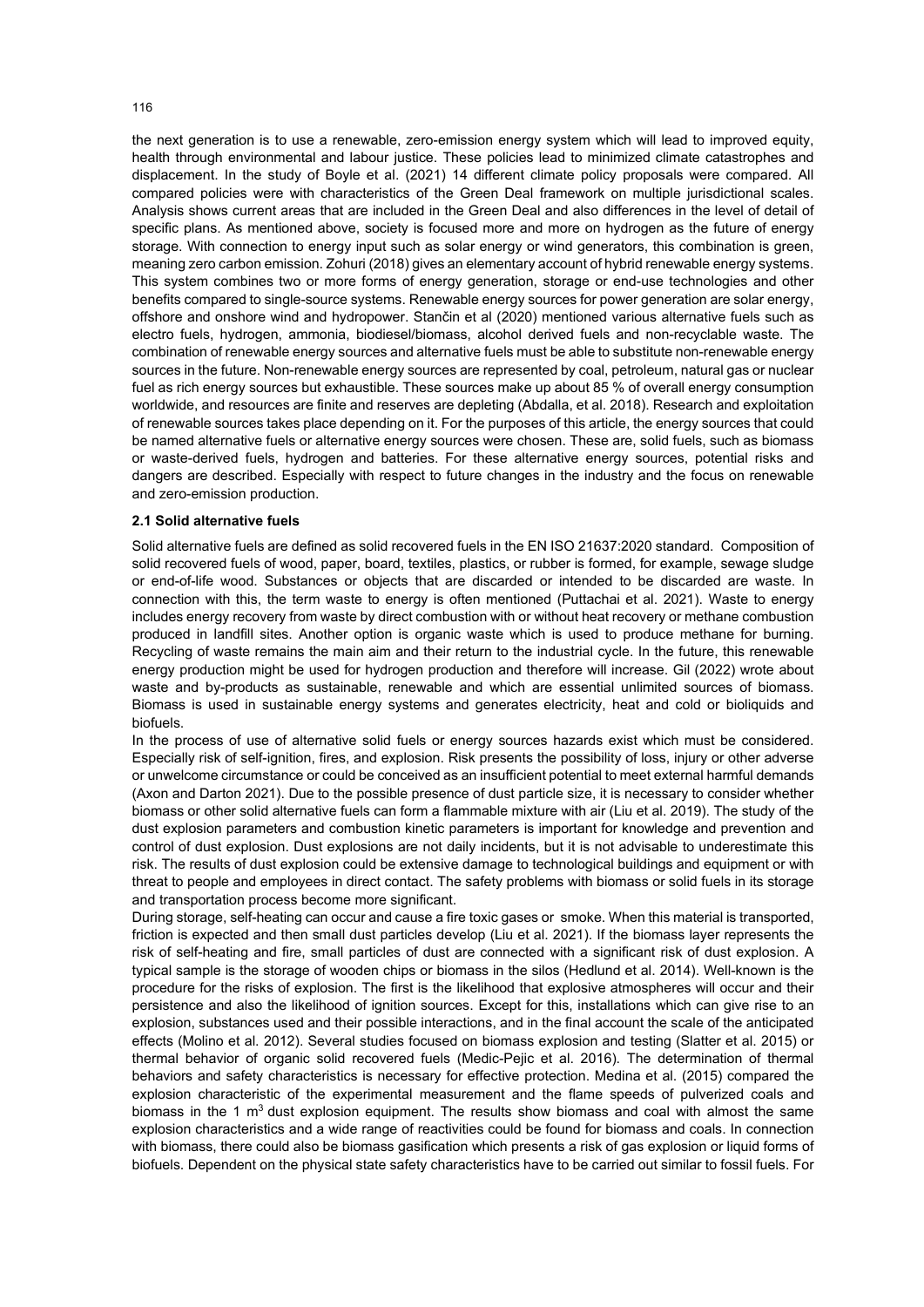the next generation is to use a renewable, zero-emission energy system which will lead to improved equity, health through environmental and labour justice. These policies lead to minimized climate catastrophes and displacement. In the study of Boyle et al. (2021) 14 different climate policy proposals were compared. All compared policies were with characteristics of the Green Deal framework on multiple jurisdictional scales. Analysis shows current areas that are included in the Green Deal and also differences in the level of detail of specific plans. As mentioned above, society is focused more and more on hydrogen as the future of energy storage. With connection to energy input such as solar energy or wind generators, this combination is green, meaning zero carbon emission. Zohuri (2018) gives an elementary account of hybrid renewable energy systems. This system combines two or more forms of energy generation, storage or end-use technologies and other benefits compared to single-source systems. Renewable energy sources for power generation are solar energy, offshore and onshore wind and hydropower. Stančin et al (2020) mentioned various alternative fuels such as electro fuels, hydrogen, ammonia, biodiesel/biomass, alcohol derived fuels and non-recyclable waste. The combination of renewable energy sources and alternative fuels must be able to substitute non-renewable energy sources in the future. Non-renewable energy sources are represented by coal, petroleum, natural gas or nuclear fuel as rich energy sources but exhaustible. These sources make up about 85 % of overall energy consumption worldwide, and resources are finite and reserves are depleting (Abdalla, et al. 2018). Research and exploitation of renewable sources takes place depending on it. For the purposes of this article, the energy sources that could be named alternative fuels or alternative energy sources were chosen. These are, solid fuels, such as biomass or waste-derived fuels, hydrogen and batteries. For these alternative energy sources, potential risks and dangers are described. Especially with respect to future changes in the industry and the focus on renewable and zero-emission production.

### 2.1 Solid alternative fuels

Solid alternative fuels are defined as solid recovered fuels in the EN ISO 21637:2020 standard. Composition of solid recovered fuels of wood, paper, board, textiles, plastics, or rubber is formed, for example, sewage sludge or end-of-life wood. Substances or objects that are discarded or intended to be discarded are waste. In connection with this, the term waste to energy is often mentioned (Puttachai et al. 2021). Waste to energy includes energy recovery from waste by direct combustion with or without heat recovery or methane combustion produced in landfill sites. Another option is organic waste which is used to produce methane for burning. Recycling of waste remains the main aim and their return to the industrial cycle. In the future, this renewable energy production might be used for hydrogen production and therefore will increase. Gil (2022) wrote about waste and by-products as sustainable, renewable and which are essential unlimited sources of biomass. Biomass is used in sustainable energy systems and generates electricity, heat and cold or bioliquids and biofuels.

In the process of use of alternative solid fuels or energy sources hazards exist which must be considered. Especially risk of self-ignition, fires, and explosion. Risk presents the possibility of loss, injury or other adverse or unwelcome circumstance or could be conceived as an insufficient potential to meet external harmful demands (Axon and Darton 2021). Due to the possible presence of dust particle size, it is necessary to consider whether biomass or other solid alternative fuels can form a flammable mixture with air (Liu et al. 2019). The study of the dust explosion parameters and combustion kinetic parameters is important for knowledge and prevention and control of dust explosion. Dust explosions are not daily incidents, but it is not advisable to underestimate this risk. The results of dust explosion could be extensive damage to technological buildings and equipment or with threat to people and employees in direct contact. The safety problems with biomass or solid fuels in its storage and transportation process become more significant.

During storage, self-heating can occur and cause a fire toxic gases or smoke. When this material is transported, friction is expected and then small dust particles develop (Liu et al. 2021). If the biomass layer represents the risk of self-heating and fire, small particles of dust are connected with a significant risk of dust explosion. A typical sample is the storage of wooden chips or biomass in the silos (Hedlund et al. 2014). Well-known is the procedure for the risks of explosion. The first is the likelihood that explosive atmospheres will occur and their persistence and also the likelihood of ignition sources. Except for this, installations which can give rise to an explosion, substances used and their possible interactions, and in the final account the scale of the anticipated effects (Molino et al. 2012). Several studies focused on biomass explosion and testing (Slatter et al. 2015) or thermal behavior of organic solid recovered fuels (Medic-Pejic et al. 2016). The determination of thermal behaviors and safety characteristics is necessary for effective protection. Medina et al. (2015) compared the explosion characteristic of the experimental measurement and the flame speeds of pulverized coals and biomass in the 1 $m^3$ dust explosion equipment. The results show biomass and coal with almost the same explosion characteristics and a wide range of reactivities could be found for biomass and coals. In connection with biomass, there could also be biomass gasification which presents a risk of gas explosion or liquid forms of biofuels. Dependent on the physical state safety characteristics have to be carried out similar to fossil fuels. For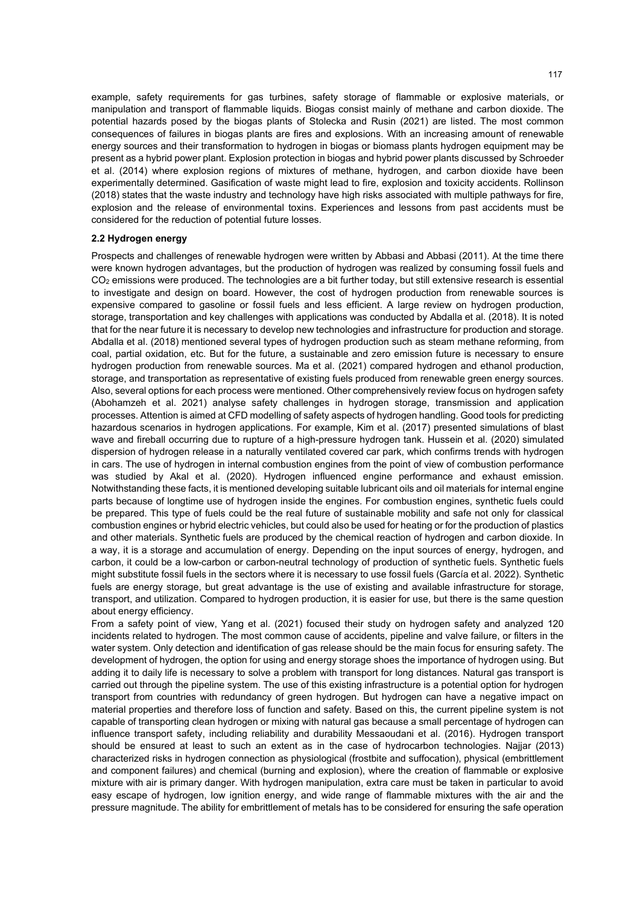example, safety requirements for gas turbines, safety storage of flammable or explosive materials, or manipulation and transport of flammable liquids. Biogas consist mainly of methane and carbon dioxide. The potential hazards posed by the biogas plants of Stolecka and Rusin (2021) are listed. The most common consequences of failures in biogas plants are fires and explosions. With an increasing amount of renewable energy sources and their transformation to hydrogen in biogas or biomass plants hydrogen equipment may be present as a hybrid power plant. Explosion protection in biogas and hybrid power plants discussed by Schroeder et al. (2014) where explosion regions of mixtures of methane, hydrogen, and carbon dioxide have been experimentally determined. Gasification of waste might lead to fire, explosion and toxicity accidents. Rollinson (2018) states that the waste industry and technology have high risks associated with multiple pathways for fire, explosion and the release of environmental toxins. Experiences and lessons from past accidents must be considered for the reduction of potential future losses.

### 2.2 Hydrogen energy

Prospects and challenges of renewable hydrogen were written by Abbasi and Abbasi (2011). At the time there were known hydrogen advantages, but the production of hydrogen was realized by consuming fossil fuels and $CO_2$ emissions were produced. The technologies are a bit further today, but still extensive research is essential to investigate and design on board. However, the cost of hydrogen production from renewable sources is expensive compared to gasoline or fossil fuels and less efficient. A large review on hydrogen production, storage, transportation and key challenges with applications was conducted by Abdalla et al. (2018). It is noted that for the near future it is necessary to develop new technologies and infrastructure for production and storage. Abdalla et al. (2018) mentioned several types of hydrogen production such as steam methane reforming, from coal, partial oxidation, etc. But for the future, a sustainable and zero emission future is necessary to ensure hydrogen production from renewable sources. Ma et al. (2021) compared hydrogen and ethanol production, storage, and transportation as representative of existing fuels produced from renewable green energy sources. Also, several options for each process were mentioned. Other comprehensively review focus on hydrogen safety (Abohamzeh et al. 2021) analyse safety challenges in hydrogen storage, transmission and application processes. Attention is aimed at CFD modelling of safety aspects of hydrogen handling. Good tools for predicting hazardous scenarios in hydrogen applications. For example, Kim et al. (2017) presented simulations of blast wave and fireball occurring due to rupture of a high-pressure hydrogen tank. Hussein et al. (2020) simulated dispersion of hydrogen release in a naturally ventilated covered car park, which confirms trends with hydrogen in cars. The use of hydrogen in internal combustion engines from the point of view of combustion performance was studied by Akal et al. (2020). Hydrogen influenced engine performance and exhaust emission. Notwithstanding these facts, it is mentioned developing suitable lubricant oils and oil materials for internal engine parts because of longtime use of hydrogen inside the engines. For combustion engines, synthetic fuels could be prepared. This type of fuels could be the real future of sustainable mobility and safe not only for classical combustion engines or hybrid electric vehicles, but could also be used for heating or for the production of plastics and other materials. Synthetic fuels are produced by the chemical reaction of hydrogen and carbon dioxide. In a way, it is a storage and accumulation of energy. Depending on the input sources of energy, hydrogen, and carbon, it could be a low-carbon or carbon-neutral technology of production of synthetic fuels. Synthetic fuels might substitute fossil fuels in the sectors where it is necessary to use fossil fuels (García et al. 2022). Synthetic fuels are energy storage, but great advantage is the use of existing and available infrastructure for storage, transport, and utilization. Compared to hydrogen production, it is easier for use, but there is the same question about energy efficiency.

From a safety point of view, Yang et al. (2021) focused their study on hydrogen safety and analyzed 120 incidents related to hydrogen. The most common cause of accidents, pipeline and valve failure, or filters in the water system. Only detection and identification of gas release should be the main focus for ensuring safety. The development of hydrogen, the option for using and energy storage shoes the importance of hydrogen using. But adding it to daily life is necessary to solve a problem with transport for long distances. Natural gas transport is carried out through the pipeline system. The use of this existing infrastructure is a potential option for hydrogen transport from countries with redundancy of green hydrogen. But hydrogen can have a negative impact on material properties and therefore loss of function and safety. Based on this, the current pipeline system is not capable of transporting clean hydrogen or mixing with natural gas because a small percentage of hydrogen can influence transport safety, including reliability and durability Messaoudani et al. (2016). Hydrogen transport should be ensured at least to such an extent as in the case of hydrocarbon technologies. Najjar (2013) characterized risks in hydrogen connection as physiological (frostbite and suffocation), physical (embrittlement and component failures) and chemical (burning and explosion), where the creation of flammable or explosive mixture with air is primary danger. With hydrogen manipulation, extra care must be taken in particular to avoid easy escape of hydrogen, low ignition energy, and wide range of flammable mixtures with the air and the pressure magnitude. The ability for embrittlement of metals has to be considered for ensuring the safe operation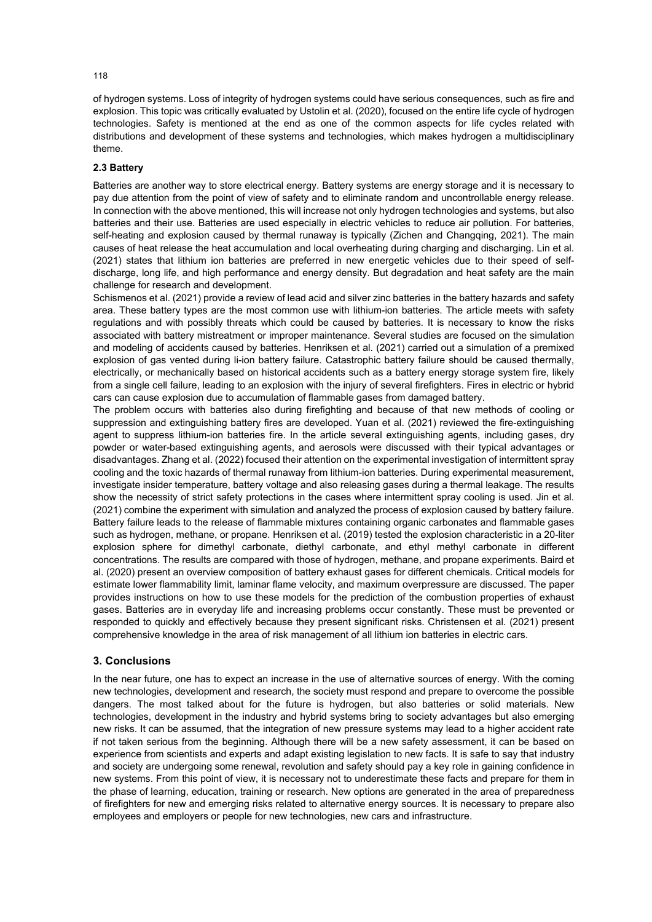of hydrogen systems. Loss of integrity of hydrogen systems could have serious consequences, such as fire and explosion. This topic was critically evaluated by Ustolin et al. (2020), focused on the entire life cycle of hydrogen technologies. Safety is mentioned at the end as one of the common aspects for life cycles related with distributions and development of these systems and technologies, which makes hydrogen a multidisciplinary theme.

### 2.3 Battery

Batteries are another way to store electrical energy. Battery systems are energy storage and it is necessary to pay due attention from the point of view of safety and to eliminate random and uncontrollable energy release. In connection with the above mentioned, this will increase not only hydrogen technologies and systems, but also batteries and their use. Batteries are used especially in electric vehicles to reduce air pollution. For batteries, self-heating and explosion caused by thermal runaway is typically (Zichen and Changqing, 2021). The main causes of heat release the heat accumulation and local overheating during charging and discharging. Lin et al. (2021) states that lithium ion batteries are preferred in new energetic vehicles due to their speed of self-discharge, long life, and high performance and energy density. But degradation and heat safety are the main challenge for research and development.

Schismenos et al. (2021) provide a review of lead acid and silver zinc batteries in the battery hazards and safety area. These battery types are the most common use with lithium-ion batteries. The article meets with safety regulations and with possibly threats which could be caused by batteries. It is necessary to know the risks associated with battery mistreatment or improper maintenance. Several studies are focused on the simulation and modeling of accidents caused by batteries. Henriksen et al. (2021) carried out a simulation of a premixed explosion of gas vented during li-ion battery failure. Catastrophic battery failure should be caused thermally, electrically, or mechanically based on historical accidents such as a battery energy storage system fire, likely from a single cell failure, leading to an explosion with the injury of several firefighters. Fires in electric or hybrid cars can cause explosion due to accumulation of flammable gases from damaged battery.

The problem occurs with batteries also during firefighting and because of that new methods of cooling or suppression and extinguishing battery fires are developed. Yuan et al. (2021) reviewed the fire-extinguishing agent to suppress lithium-ion batteries fire. In the article several extinguishing agents, including gases, dry powder or water-based extinguishing agents, and aerosols were discussed with their typical advantages or disadvantages. Zhang et al. (2022) focused their attention on the experimental investigation of intermittent spray cooling and the toxic hazards of thermal runaway from lithium-ion batteries. During experimental measurement, investigate insider temperature, battery voltage and also releasing gases during a thermal leakage. The results show the necessity of strict safety protections in the cases where intermittent spray cooling is used. Jin et al. (2021) combine the experiment with simulation and analyzed the process of explosion caused by battery failure. Battery failure leads to the release of flammable mixtures containing organic carbonates and flammable gases such as hydrogen, methane, or propane. Henriksen et al. (2019) tested the explosion characteristic in a 20-liter explosion sphere for dimethyl carbonate, diethyl carbonate, and ethyl methyl carbonate in different concentrations. The results are compared with those of hydrogen, methane, and propane experiments. Baird et al. (2020) present an overview composition of battery exhaust gases for different chemicals. Critical models for estimate lower flammability limit, laminar flame velocity, and maximum overpressure are discussed. The paper provides instructions on how to use these models for the prediction of the combustion properties of exhaust gases. Batteries are in everyday life and increasing problems occur constantly. These must be prevented or responded to quickly and effectively because they present significant risks. Christensen et al. (2021) present comprehensive knowledge in the area of risk management of all lithium ion batteries in electric cars.

## 3. Conclusions

In the near future, one has to expect an increase in the use of alternative sources of energy. With the coming new technologies, development and research, the society must respond and prepare to overcome the possible dangers. The most talked about for the future is hydrogen, but also batteries or solid materials. New technologies, development in the industry and hybrid systems bring to society advantages but also emerging new risks. It can be assumed, that the integration of new pressure systems may lead to a higher accident rate if not taken serious from the beginning. Although there will be a new safety assessment, it can be based on experience from scientists and experts and adapt existing legislation to new facts. It is safe to say that industry and society are undergoing some renewal, revolution and safety should pay a key role in gaining confidence in new systems. From this point of view, it is necessary not to underestimate these facts and prepare for them in the phase of learning, education, training or research. New options are generated in the area of preparedness of firefighters for new and emerging risks related to alternative energy sources. It is necessary to prepare also employees and employers or people for new technologies, new cars and infrastructure.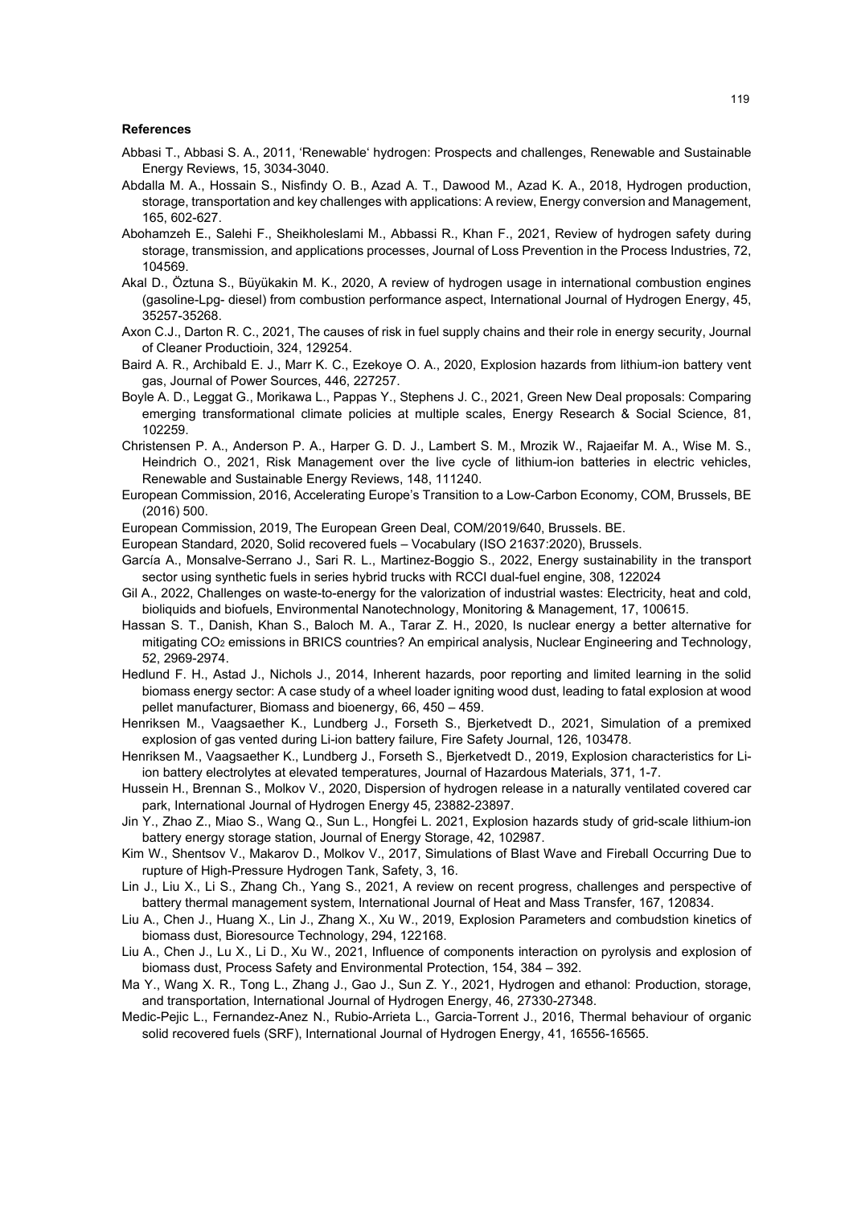## References

Abbasi T., Abbasi S. A., 2011, 'Renewable' hydrogen: Prospects and challenges, Renewable and Sustainable Energy Reviews, 15, 3034-3040.

Abdalla M. A., Hossain S., Nisfindy O. B., Azad A. T., Dawood M., Azad K. A., 2018, Hydrogen production, storage, transportation and key challenges with applications: A review, Energy conversion and Management, 165, 602-627.

Abohamzeh E., Salehi F., Sheikholeslami M., Abbassi R., Khan F., 2021, Review of hydrogen safety during storage, transmission, and applications processes, Journal of Loss Prevention in the Process Industries, 72, 104569.

Akal D., Öztuna S., Büyükakin M. K., 2020, A review of hydrogen usage in international combustion engines (gasoline-Lpg- diesel) from combustion performance aspect, International Journal of Hydrogen Energy, 45, 35257-35268.

Axon C.J., Darton R. C., 2021, The causes of risk in fuel supply chains and their role in energy security, Journal of Cleaner Productioin, 324, 129254.

Baird A. R., Archibald E. J., Marr K. C., Ezekoye O. A., 2020, Explosion hazards from lithium-ion battery vent gas, Journal of Power Sources, 446, 227257.

Boyle A. D., Leggat G., Morikawa L., Pappas Y., Stephens J. C., 2021, Green New Deal proposals: Comparing emerging transformational climate policies at multiple scales, Energy Research & Social Science, 81, 102259.

Christensen P. A., Anderson P. A., Harper G. D. J., Lambert S. M., Mrozik W., Rajaeifar M. A., Wise M. S., Heindrich O., 2021, Risk Management over the live cycle of lithium-ion batteries in electric vehicles, Renewable and Sustainable Energy Reviews, 148, 111240.

European Commission, 2016, Accelerating Europe's Transition to a Low-Carbon Economy, COM, Brussels, BE (2016) 500.

European Commission, 2019, The European Green Deal, COM/2019/640, Brussels. BE.

European Standard, 2020, Solid recovered fuels – Vocabulary (ISO 21637:2020), Brussels.

García A., Monsalve-Serrano J., Sari R. L., Martinez-Boggio S., 2022, Energy sustainability in the transport sector using synthetic fuels in series hybrid trucks with RCCI dual-fuel engine, 308, 122024

Gil A., 2022, Challenges on waste-to-energy for the valorization of industrial wastes: Electricity, heat and cold, bioliquids and biofuels, Environmental Nanotechnology, Monitoring & Management, 17, 100615.

Hassan S. T., Danish, Khan S., Baloch M. A., Tarar Z. H., 2020, Is nuclear energy a better alternative for mitigating $CO_2$ emissions in BRICS countries? An empirical analysis, Nuclear Engineering and Technology, 52, 2969-2974.

Hedlund F. H., Astad J., Nichols J., 2014, Inherent hazards, poor reporting and limited learning in the solid biomass energy sector: A case study of a wheel loader igniting wood dust, leading to fatal explosion at wood pellet manufacturer, Biomass and bioenergy, 66, 450 – 459.

Henriksen M., Vaagsaether K., Lundberg J., Forseth S., Bjerketvedt D., 2021, Simulation of a premixed explosion of gas vented during Li-ion battery failure, Fire Safety Journal, 126, 103478.

Henriksen M., Vaagsaether K., Lundberg J., Forseth S., Bjerketvedt D., 2019, Explosion characteristics for Li-ion battery electrolytes at elevated temperatures, Journal of Hazardous Materials, 371, 1-7.

Hussein H., Brennan S., Molkov V., 2020, Dispersion of hydrogen release in a naturally ventilated covered car park, International Journal of Hydrogen Energy 45, 23882-23897.

Jin Y., Zhao Z., Miao S., Wang Q., Sun L., Hongfei L. 2021, Explosion hazards study of grid-scale lithium-ion battery energy storage station, Journal of Energy Storage, 42, 102987.

Kim W., Shentsov V., Makarov D., Molkov V., 2017, Simulations of Blast Wave and Fireball Occurring Due to rupture of High-Pressure Hydrogen Tank, Safety, 3, 16.

Lin J., Liu X., Li S., Zhang Ch., Yang S., 2021, A review on recent progress, challenges and perspective of battery thermal management system, International Journal of Heat and Mass Transfer, 167, 120834.

Liu A., Chen J., Huang X., Lin J., Zhang X., Xu W., 2019, Explosion Parameters and combudstion kinetics of biomass dust, Bioresource Technology, 294, 122168.

Liu A., Chen J., Lu X., Li D., Xu W., 2021, Influence of components interaction on pyrolysis and explosion of biomass dust, Process Safety and Environmental Protection, 154, 384 – 392.

Ma Y., Wang X. R., Tong L., Zhang J., Gao J., Sun Z. Y., 2021, Hydrogen and ethanol: Production, storage, and transportation, International Journal of Hydrogen Energy, 46, 27330-27348.

Medic-Pejic L., Fernandez-Anez N., Rubio-Arrieta L., Garcia-Torrent J., 2016, Thermal behaviour of organic solid recovered fuels (SRF), International Journal of Hydrogen Energy, 41, 16556-16565.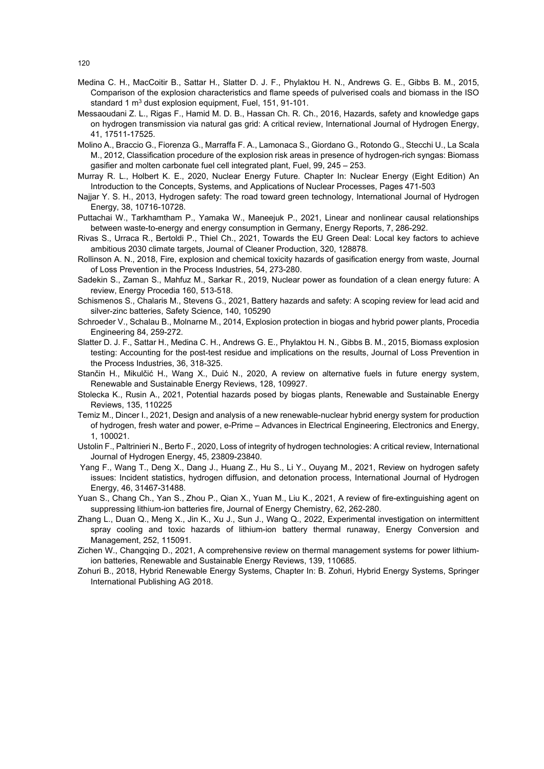Medina C. H., MacCoitir B., Sattar H., Slatter D. J. F., Phylaktou H. N., Andrews G. E., Gibbs B. M., 2015, Comparison of the explosion characteristics and flame speeds of pulverised coals and biomass in the ISO standard 1 $m^3$ dust explosion equipment, Fuel, 151, 91-101.

Messaoudani Z. L., Rigas F., Hamid M. D. B., Hassan Ch. R. Ch., 2016, Hazards, safety and knowledge gaps on hydrogen transmission via natural gas grid: A critical review, International Journal of Hydrogen Energy, 41, 17511-17525.

Molino A., Braccio G., Fiorenza G., Marraffa F. A., Lamonaca S., Giordano G., Rotondo G., Stecchi U., La Scala M., 2012, Classification procedure of the explosion risk areas in presence of hydrogen-rich syngas: Biomass gasifier and molten carbonate fuel cell integrated plant, Fuel, 99, 245 – 253.

Murray R. L., Holbert K. E., 2020, Nuclear Energy Future. Chapter In: Nuclear Energy (Eight Edition) An Introduction to the Concepts, Systems, and Applications of Nuclear Processes, Pages 471-503

Najjar Y. S. H., 2013, Hydrogen safety: The road toward green technology, International Journal of Hydrogen Energy, 38, 10716-10728.

Puttachai W., Tarkhamtham P., Yamaka W., Maneejuk P., 2021, Linear and nonlinear causal relationships between waste-to-energy and energy consumption in Germany, Energy Reports, 7, 286-292.

Rivas S., Urraca R., Bertoldi P., Thiel Ch., 2021, Towards the EU Green Deal: Local key factors to achieve ambitious 2030 climate targets, Journal of Cleaner Production, 320, 128878.

Rollinson A. N., 2018, Fire, explosion and chemical toxicity hazards of gasification energy from waste, Journal of Loss Prevention in the Process Industries, 54, 273-280.

Sadekin S., Zaman S., Mahfuz M., Sarkar R., 2019, Nuclear power as foundation of a clean energy future: A review, Energy Procedia 160, 513-518.

Schismenos S., Chalaris M., Stevens G., 2021, Battery hazards and safety: A scoping review for lead acid and silver-zinc batteries, Safety Science, 140, 105290

Schroeder V., Schalau B., Molnarne M., 2014, Explosion protection in biogas and hybrid power plants, Procedia Engineering 84, 259-272.

Slatter D. J. F., Sattar H., Medina C. H., Andrews G. E., Phylaktou H. N., Gibbs B. M., 2015, Biomass explosion testing: Accounting for the post-test residue and implications on the results, Journal of Loss Prevention in the Process Industries, 36, 318-325.

Stančin H., Mikulčić H., Wang X., Duić N., 2020, A review on alternative fuels in future energy system, Renewable and Sustainable Energy Reviews, 128, 109927.

Stolecka K., Rusin A., 2021, Potential hazards posed by biogas plants, Renewable and Sustainable Energy Reviews, 135, 110225

Temiz M., Dincer I., 2021, Design and analysis of a new renewable-nuclear hybrid energy system for production of hydrogen, fresh water and power, e-Prime – Advances in Electrical Engineering, Electronics and Energy, 1, 100021.

Ustolin F., Paltrinieri N., Berto F., 2020, Loss of integrity of hydrogen technologies: A critical review, International Journal of Hydrogen Energy, 45, 23809-23840.

Yang F., Wang T., Deng X., Dang J., Huang Z., Hu S., Li Y., Ouyang M., 2021, Review on hydrogen safety issues: Incident statistics, hydrogen diffusion, and detonation process, International Journal of Hydrogen Energy, 46, 31467-31488.

Yuan S., Chang Ch., Yan S., Zhou P., Qian X., Yuan M., Liu K., 2021, A review of fire-extinguishing agent on suppressing lithium-ion batteries fire, Journal of Energy Chemistry, 62, 262-280.

Zhang L., Duan Q., Meng X., Jin K., Xu J., Sun J., Wang Q., 2022, Experimental investigation on intermittent spray cooling and toxic hazards of lithium-ion battery thermal runaway, Energy Conversion and Management, 252, 115091.

Zichen W., Changqing D., 2021, A comprehensive review on thermal management systems for power lithium-ion batteries, Renewable and Sustainable Energy Reviews, 139, 110685.

Zohuri B., 2018, Hybrid Renewable Energy Systems, Chapter In: B. Zohuri, Hybrid Energy Systems, Springer International Publishing AG 2018.